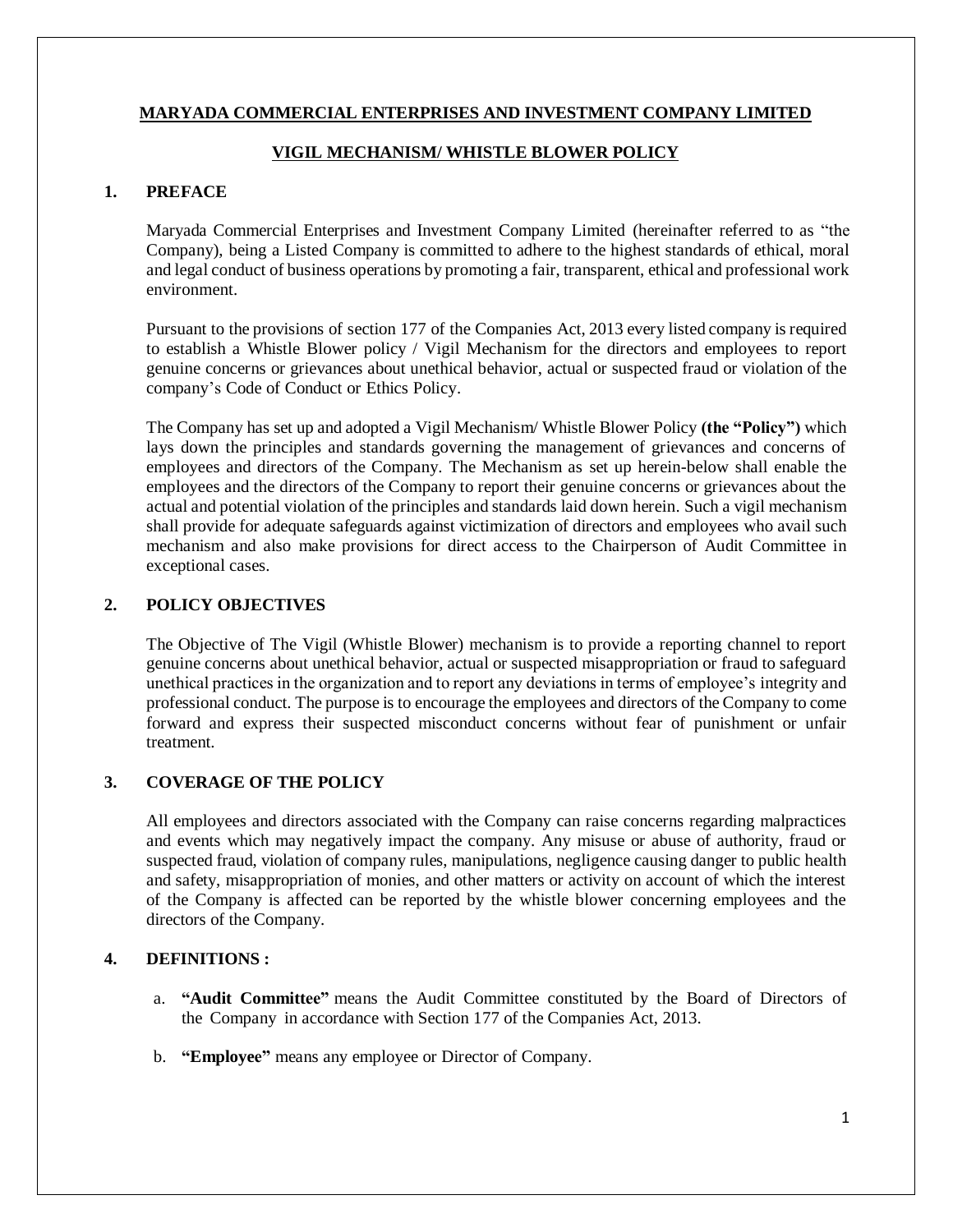# MARYADA COMMERCIAL ENTERPRISES AND INVESTMENT COMPANY LIMITED

## VIGIL MECHANISM/ WHISTLE BLOWER POLICY

### 1. PREFACE

Maryada Commercial Enterprises and Investment Company Limited (hereinafter referred to as "the Company), being a Listed Company is committed to adhere to the highest standards of ethical, moral and legal conduct of business operations by promoting a fair, transparent, ethical and professional work environment.

Pursuant to the provisions of section 177 of the Companies Act, 2013 every listed company is required to establish a Whistle Blower policy / Vigil Mechanism for the directors and employees to report genuine concerns or grievances about unethical behavior, actual or suspected fraud or violation of the company's Code of Conduct or Ethics Policy.

The Company has set up and adopted a Vigil Mechanism/ Whistle Blower Policy **(the "Policy")** which lays down the principles and standards governing the management of grievances and concerns of employees and directors of the Company. The Mechanism as set up herein-below shall enable the employees and the directors of the Company to report their genuine concerns or grievances about the actual and potential violation of the principles and standards laid down herein. Such a vigil mechanism shall provide for adequate safeguards against victimization of directors and employees who avail such mechanism and also make provisions for direct access to the Chairperson of Audit Committee in exceptional cases.

### 2. POLICY OBJECTIVES

The Objective of The Vigil (Whistle Blower) mechanism is to provide a reporting channel to report genuine concerns about unethical behavior, actual or suspected misappropriation or fraud to safeguard unethical practices in the organization and to report any deviations in terms of employee's integrity and professional conduct. The purpose is to encourage the employees and directors of the Company to come forward and express their suspected misconduct concerns without fear of punishment or unfair treatment.

### 3. COVERAGE OF THE POLICY

All employees and directors associated with the Company can raise concerns regarding malpractices and events which may negatively impact the company. Any misuse or abuse of authority, fraud or suspected fraud, violation of company rules, manipulations, negligence causing danger to public health and safety, misappropriation of monies, and other matters or activity on account of which the interest of the Company is affected can be reported by the whistle blower concerning employees and the directors of the Company.

### 4. DEFINITIONS :

a. **"Audit Committee"** means the Audit Committee constituted by the Board of Directors of the Company in accordance with Section 177 of the Companies Act, 2013.

b. **"Employee"** means any employee or Director of Company.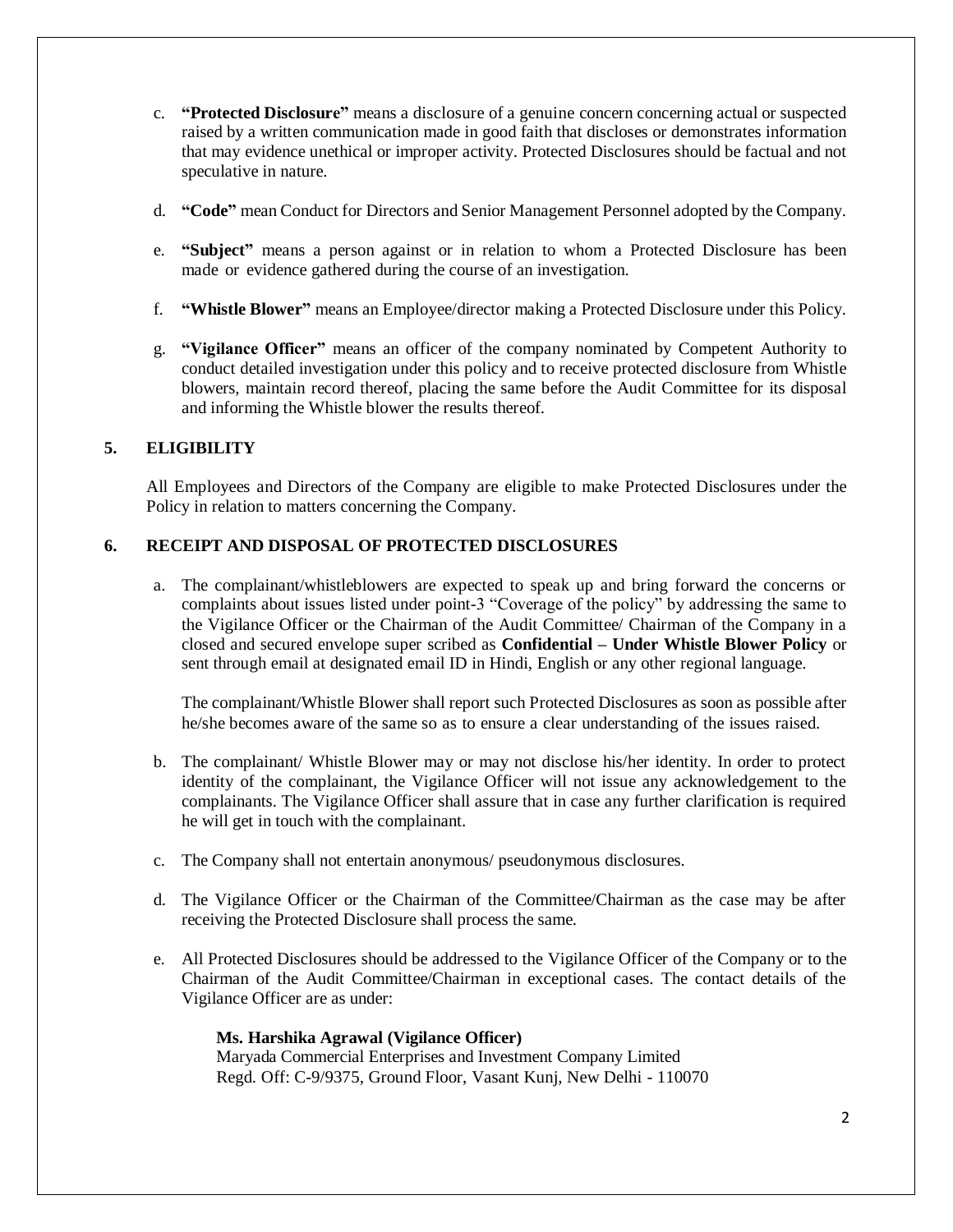c. **"Protected Disclosure"** means a disclosure of a genuine concern concerning actual or suspected raised by a written communication made in good faith that discloses or demonstrates information that may evidence unethical or improper activity. Protected Disclosures should be factual and not speculative in nature.

d. **"Code"** mean Conduct for Directors and Senior Management Personnel adopted by the Company.

e. **"Subject"** means a person against or in relation to whom a Protected Disclosure has been made or evidence gathered during the course of an investigation.

f. **"Whistle Blower"** means an Employee/director making a Protected Disclosure under this Policy.

g. **"Vigilance Officer"** means an officer of the company nominated by Competent Authority to conduct detailed investigation under this policy and to receive protected disclosure from Whistle blowers, maintain record thereof, placing the same before the Audit Committee for its disposal and informing the Whistle blower the results thereof.

## 5. ELIGIBILITY

All Employees and Directors of the Company are eligible to make Protected Disclosures under the Policy in relation to matters concerning the Company.

## 6. RECEIPT AND DISPOSAL OF PROTECTED DISCLOSURES

a. The complainant/whistleblowers are expected to speak up and bring forward the concerns or complaints about issues listed under point-3 "Coverage of the policy" by addressing the same to the Vigilance Officer or the Chairman of the Audit Committee/ Chairman of the Company in a closed and secured envelope super scribed as **Confidential – Under Whistle Blower Policy** or sent through email at designated email ID in Hindi, English or any other regional language.

   The complainant/Whistle Blower shall report such Protected Disclosures as soon as possible after he/she becomes aware of the same so as to ensure a clear understanding of the issues raised.

b. The complainant/ Whistle Blower may or may not disclose his/her identity. In order to protect identity of the complainant, the Vigilance Officer will not issue any acknowledgement to the complainants. The Vigilance Officer shall assure that in case any further clarification is required he will get in touch with the complainant.

c. The Company shall not entertain anonymous/ pseudonymous disclosures.

d. The Vigilance Officer or the Chairman of the Committee/Chairman as the case may be after receiving the Protected Disclosure shall process the same.

e. All Protected Disclosures should be addressed to the Vigilance Officer of the Company or to the Chairman of the Audit Committee/Chairman in exceptional cases. The contact details of the Vigilance Officer are as under:

   **Ms. Harshika Agrawal (Vigilance Officer)**
   Maryada Commercial Enterprises and Investment Company Limited
   Regd. Off: C-9/9375, Ground Floor, Vasant Kunj, New Delhi - 110070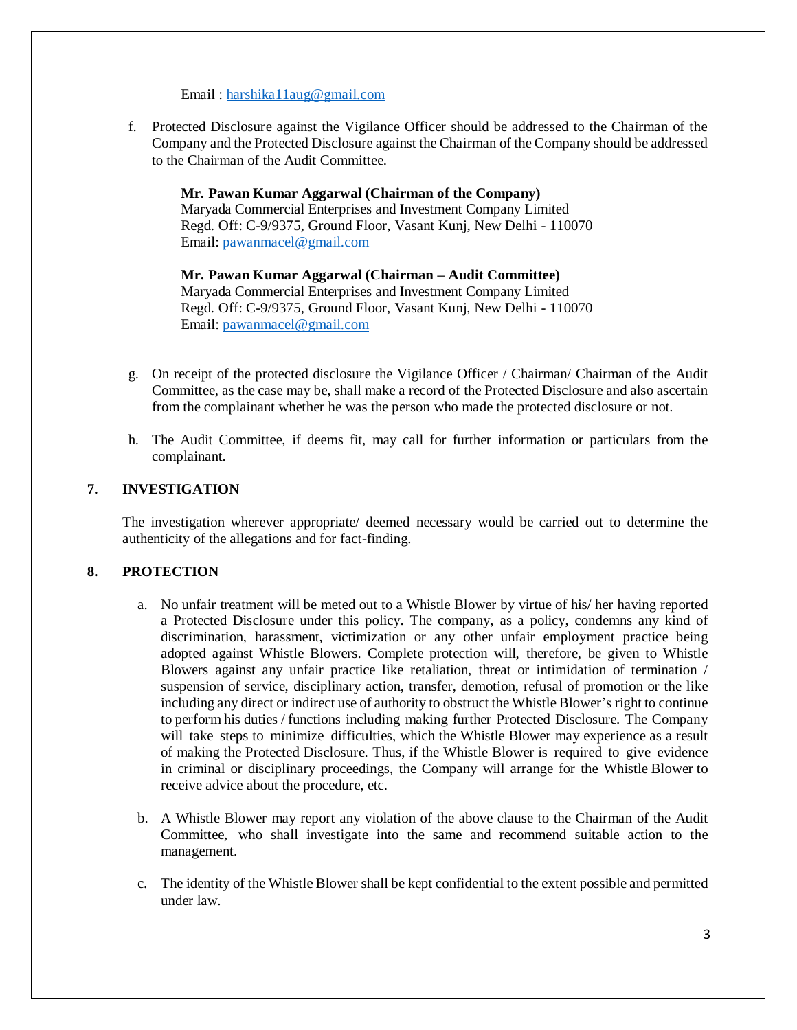Email : harshika11aug@gmail.com

f. Protected Disclosure against the Vigilance Officer should be addressed to the Chairman of the Company and the Protected Disclosure against the Chairman of the Company should be addressed to the Chairman of the Audit Committee.

   **Mr. Pawan Kumar Aggarwal (Chairman of the Company)**
   Maryada Commercial Enterprises and Investment Company Limited
   Regd. Off: C-9/9375, Ground Floor, Vasant Kunj, New Delhi - 110070
   Email: pawanmacel@gmail.com

   **Mr. Pawan Kumar Aggarwal (Chairman – Audit Committee)**
   Maryada Commercial Enterprises and Investment Company Limited
   Regd. Off: C-9/9375, Ground Floor, Vasant Kunj, New Delhi - 110070
   Email: pawanmacel@gmail.com

g. On receipt of the protected disclosure the Vigilance Officer / Chairman/ Chairman of the Audit Committee, as the case may be, shall make a record of the Protected Disclosure and also ascertain from the complainant whether he was the person who made the protected disclosure or not.

h. The Audit Committee, if deems fit, may call for further information or particulars from the complainant.

## 7. INVESTIGATION

The investigation wherever appropriate/ deemed necessary would be carried out to determine the authenticity of the allegations and for fact-finding.

## 8. PROTECTION

a. No unfair treatment will be meted out to a Whistle Blower by virtue of his/ her having reported a Protected Disclosure under this policy. The company, as a policy, condemns any kind of discrimination, harassment, victimization or any other unfair employment practice being adopted against Whistle Blowers. Complete protection will, therefore, be given to Whistle Blowers against any unfair practice like retaliation, threat or intimidation of termination / suspension of service, disciplinary action, transfer, demotion, refusal of promotion or the like including any direct or indirect use of authority to obstruct the Whistle Blower's right to continue to perform his duties / functions including making further Protected Disclosure. The Company will take steps to minimize difficulties, which the Whistle Blower may experience as a result of making the Protected Disclosure. Thus, if the Whistle Blower is required to give evidence in criminal or disciplinary proceedings, the Company will arrange for the Whistle Blower to receive advice about the procedure, etc.

b. A Whistle Blower may report any violation of the above clause to the Chairman of the Audit Committee, who shall investigate into the same and recommend suitable action to the management.

c. The identity of the Whistle Blower shall be kept confidential to the extent possible and permitted under law.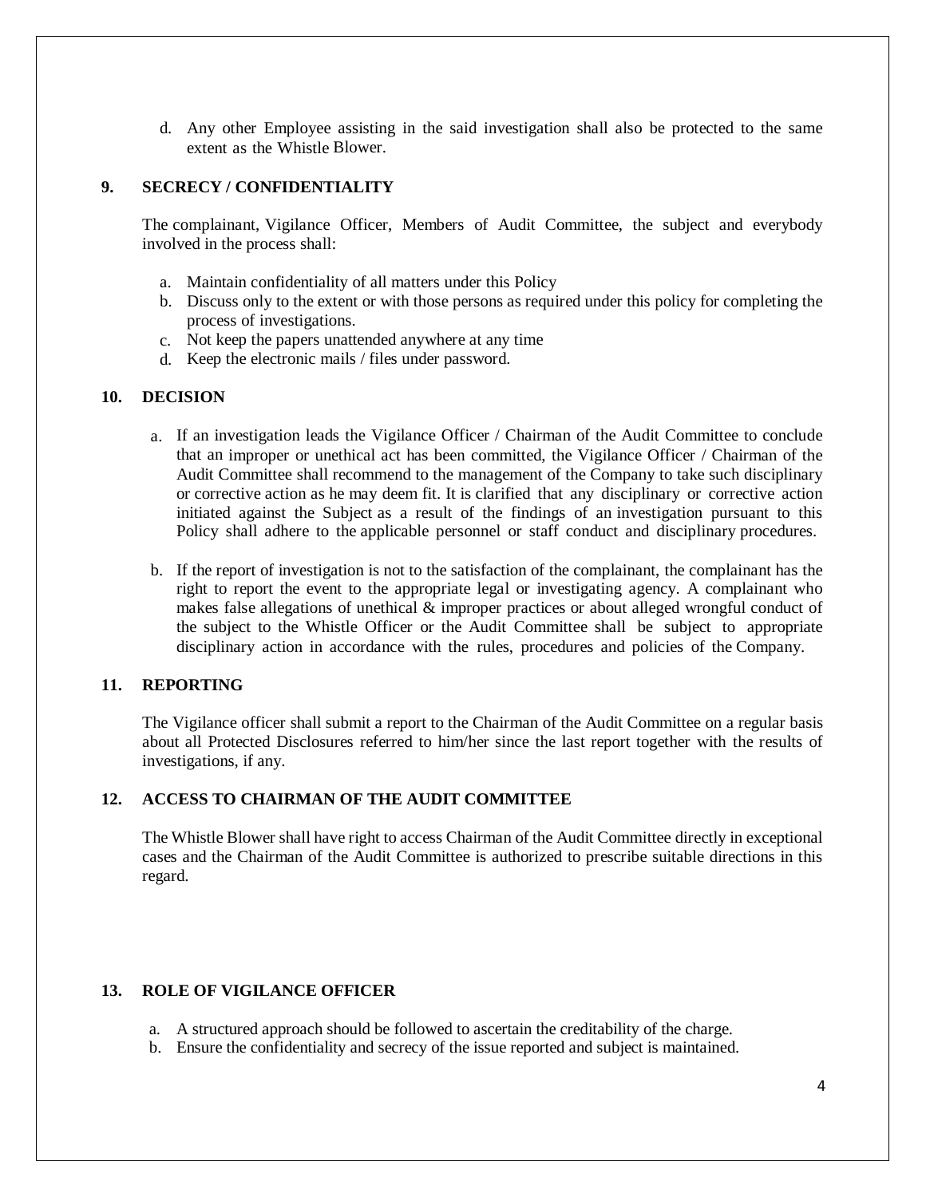d. Any other Employee assisting in the said investigation shall also be protected to the same extent as the Whistle Blower.

## 9. SECRECY / CONFIDENTIALITY

The complainant, Vigilance Officer, Members of Audit Committee, the subject and everybody involved in the process shall:

a. Maintain confidentiality of all matters under this Policy
b. Discuss only to the extent or with those persons as required under this policy for completing the process of investigations.
c. Not keep the papers unattended anywhere at any time
d. Keep the electronic mails / files under password.

## 10. DECISION

a. If an investigation leads the Vigilance Officer / Chairman of the Audit Committee to conclude that an improper or unethical act has been committed, the Vigilance Officer / Chairman of the Audit Committee shall recommend to the management of the Company to take such disciplinary or corrective action as he may deem fit. It is clarified that any disciplinary or corrective action initiated against the Subject as a result of the findings of an investigation pursuant to this Policy shall adhere to the applicable personnel or staff conduct and disciplinary procedures.

b. If the report of investigation is not to the satisfaction of the complainant, the complainant has the right to report the event to the appropriate legal or investigating agency. A complainant who makes false allegations of unethical & improper practices or about alleged wrongful conduct of the subject to the Whistle Officer or the Audit Committee shall be subject to appropriate disciplinary action in accordance with the rules, procedures and policies of the Company.

## 11. REPORTING

The Vigilance officer shall submit a report to the Chairman of the Audit Committee on a regular basis about all Protected Disclosures referred to him/her since the last report together with the results of investigations, if any.

## 12. ACCESS TO CHAIRMAN OF THE AUDIT COMMITTEE

The Whistle Blower shall have right to access Chairman of the Audit Committee directly in exceptional cases and the Chairman of the Audit Committee is authorized to prescribe suitable directions in this regard.

## 13. ROLE OF VIGILANCE OFFICER

a. A structured approach should be followed to ascertain the creditability of the charge.
b. Ensure the confidentiality and secrecy of the issue reported and subject is maintained.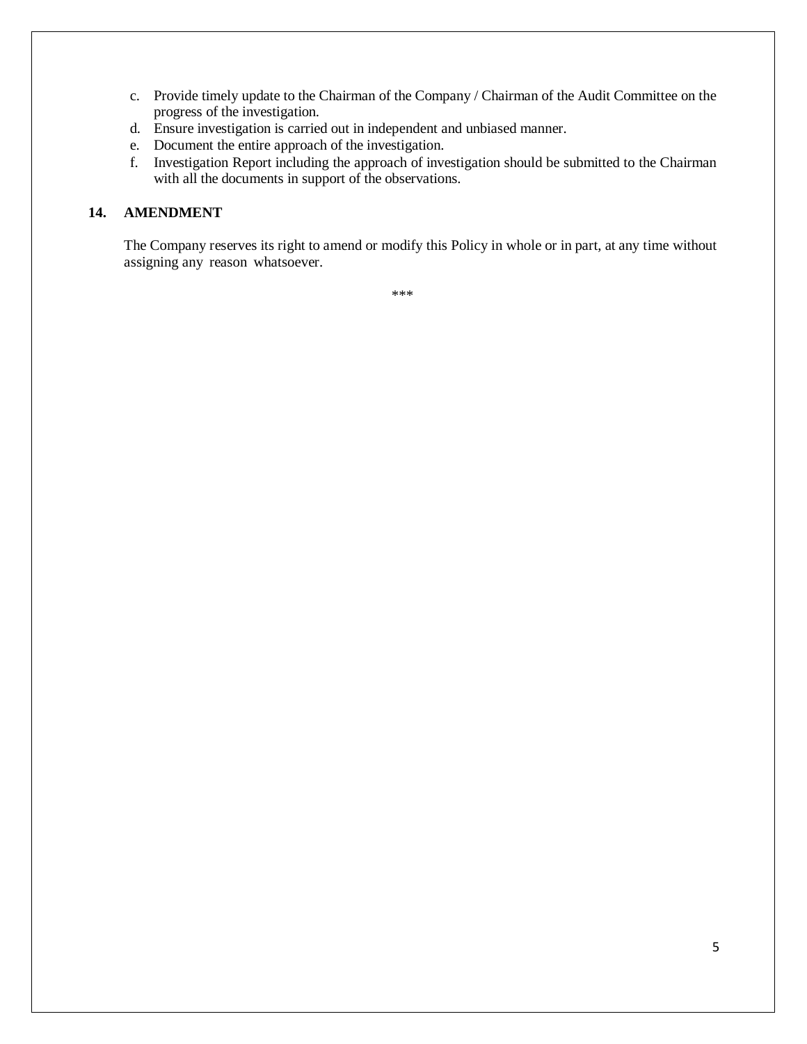c. Provide timely update to the Chairman of the Company / Chairman of the Audit Committee on the progress of the investigation.
d. Ensure investigation is carried out in independent and unbiased manner.
e. Document the entire approach of the investigation.
f. Investigation Report including the approach of investigation should be submitted to the Chairman with all the documents in support of the observations.

## 14. AMENDMENT

The Company reserves its right to amend or modify this Policy in whole or in part, at any time without assigning any reason whatsoever.

***